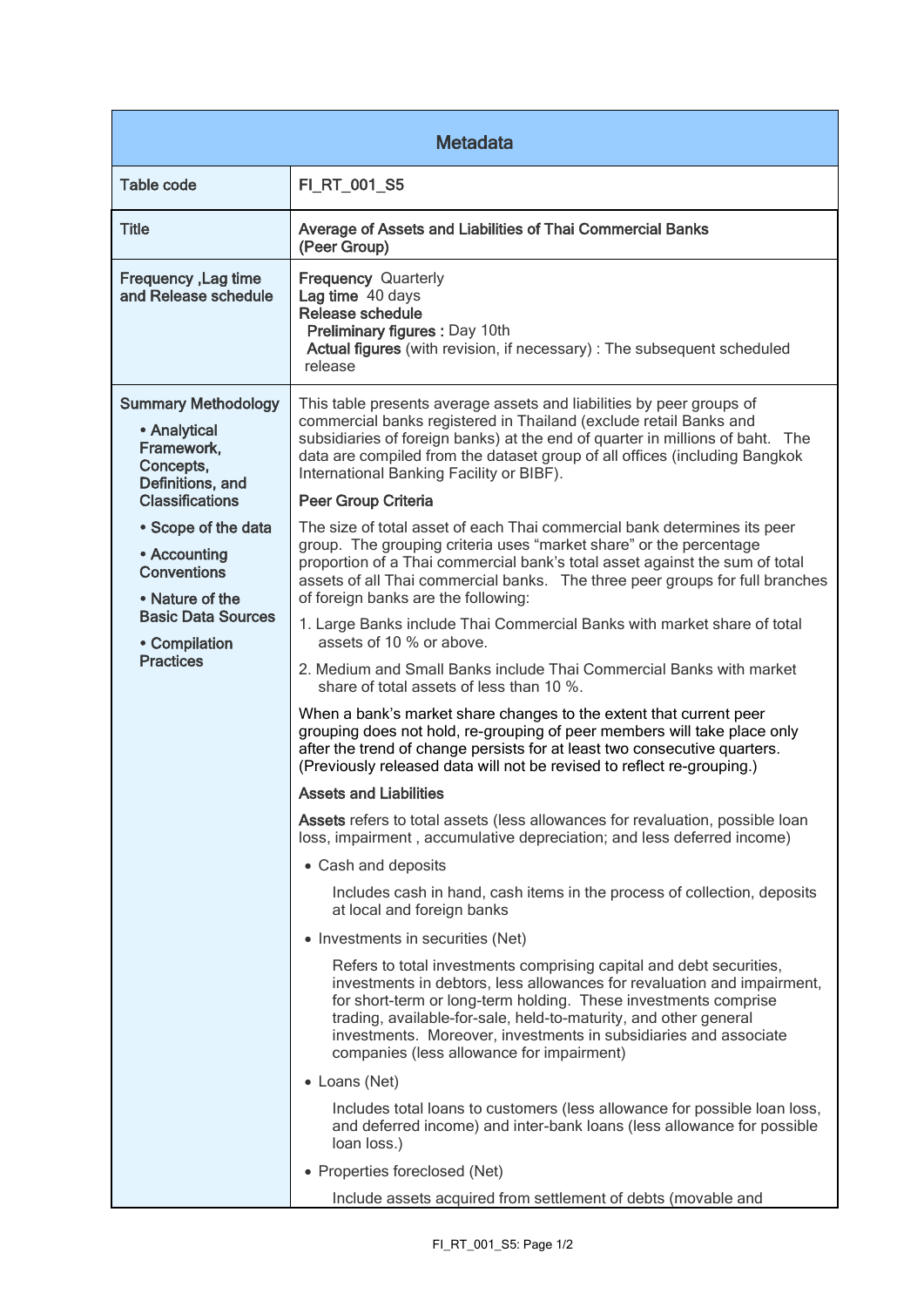# Metadata

| | |
|---|---|
| **Table code** | **FI_RT_001_S5** |
| **Title** | **Average of Assets and Liabilities of Thai Commercial Banks (Peer Group)** |
| **Frequency ,Lag time and Release schedule** | **Frequency** Quarterly<br>**Lag time** 40 days<br>**Release schedule**<br>**Preliminary figures :** Day 10th<br>**Actual figures** (with revision, if necessary) : The subsequent scheduled release |
| **Summary Methodology**<br>• **Analytical Framework, Concepts, Definitions, and Classifications**<br>• **Scope of the data**<br>• **Accounting Conventions**<br>• **Nature of the Basic Data Sources**<br>• **Compilation Practices** | This table presents average assets and liabilities by peer groups of commercial banks registered in Thailand (exclude retail Banks and subsidiaries of foreign banks) at the end of quarter in millions of baht. The data are compiled from the dataset group of all offices (including Bangkok International Banking Facility or BIBF).<br><br>**Peer Group Criteria**<br><br>The size of total asset of each Thai commercial bank determines its peer group. The grouping criteria uses "market share" or the percentage proportion of a Thai commercial bank's total asset against the sum of total assets of all Thai commercial banks. The three peer groups for full branches of foreign banks are the following:<br><br>1. Large Banks include Thai Commercial Banks with market share of total assets of 10 % or above.<br>2. Medium and Small Banks include Thai Commercial Banks with market share of total assets of less than 10 %.<br><br>When a bank's market share changes to the extent that current peer grouping does not hold, re-grouping of peer members will take place only after the trend of change persists for at least two consecutive quarters. (Previously released data will not be revised to reflect re-grouping.)<br><br>**Assets and Liabilities**<br><br>**Assets** refers to total assets (less allowances for revaluation, possible loan loss, impairment , accumulative depreciation; and less deferred income)<br><br>• Cash and deposits<br>Includes cash in hand, cash items in the process of collection, deposits at local and foreign banks<br><br>• Investments in securities (Net)<br>Refers to total investments comprising capital and debt securities, investments in debtors, less allowances for revaluation and impairment, for short-term or long-term holding. These investments comprise trading, available-for-sale, held-to-maturity, and other general investments. Moreover, investments in subsidiaries and associate companies (less allowance for impairment)<br><br>• Loans (Net)<br>Includes total loans to customers (less allowance for possible loan loss, and deferred income) and inter-bank loans (less allowance for possible loan loss.)<br><br>• Properties foreclosed (Net)<br>Include assets acquired from settlement of debts (movable and |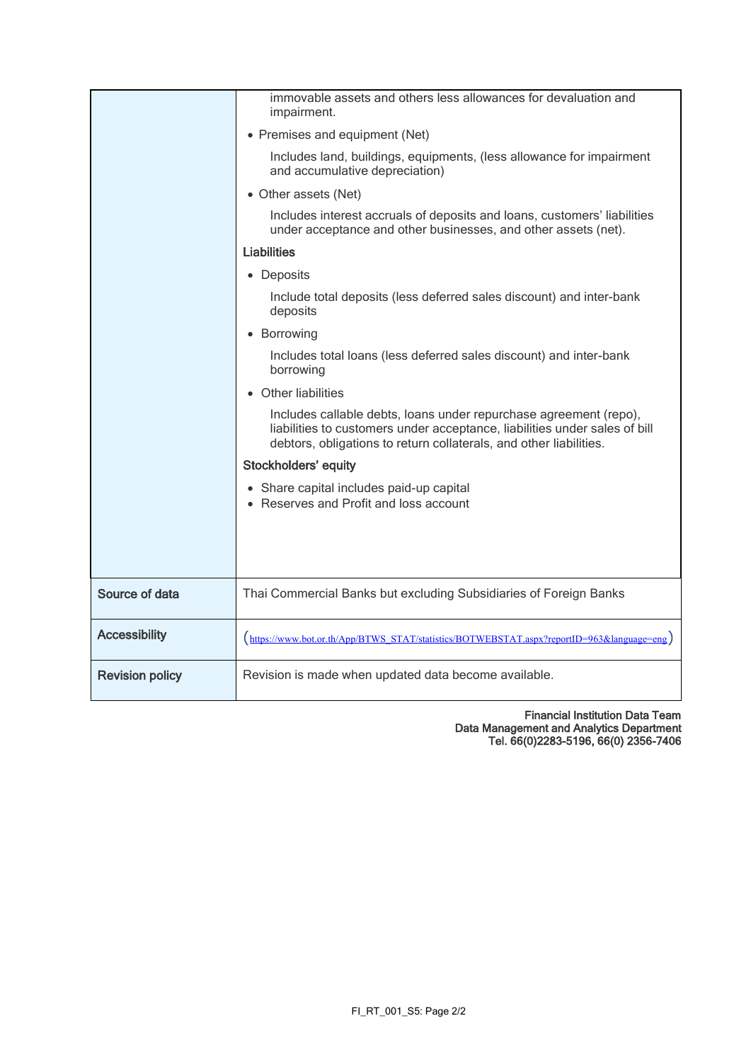| | |
|---|---|
| | immovable assets and others less allowances for devaluation and impairment.<br>• Premises and equipment (Net)<br>Includes land, buildings, equipments, (less allowance for impairment and accumulative depreciation)<br>• Other assets (Net)<br>Includes interest accruals of deposits and loans, customers' liabilities under acceptance and other businesses, and other assets (net).<br>**Liabilities**<br>• Deposits<br>Include total deposits (less deferred sales discount) and inter-bank deposits<br>• Borrowing<br>Includes total loans (less deferred sales discount) and inter-bank borrowing<br>• Other liabilities<br>Includes callable debts, loans under repurchase agreement (repo), liabilities to customers under acceptance, liabilities under sales of bill debtors, obligations to return collaterals, and other liabilities.<br>**Stockholders' equity**<br>• Share capital includes paid-up capital<br>• Reserves and Profit and loss account |
| **Source of data** | Thai Commercial Banks but excluding Subsidiaries of Foreign Banks |
| **Accessibility** | (https://www.bot.or.th/App/BTWS_STAT/statistics/BOTWEBSTAT.aspx?reportID=963&language=eng) |
| **Revision policy** | Revision is made when updated data become available. |

**Financial Institution Data Team**
**Data Management and Analytics Department**
**Tel. 66(0)2283-5196, 66(0) 2356-7406**